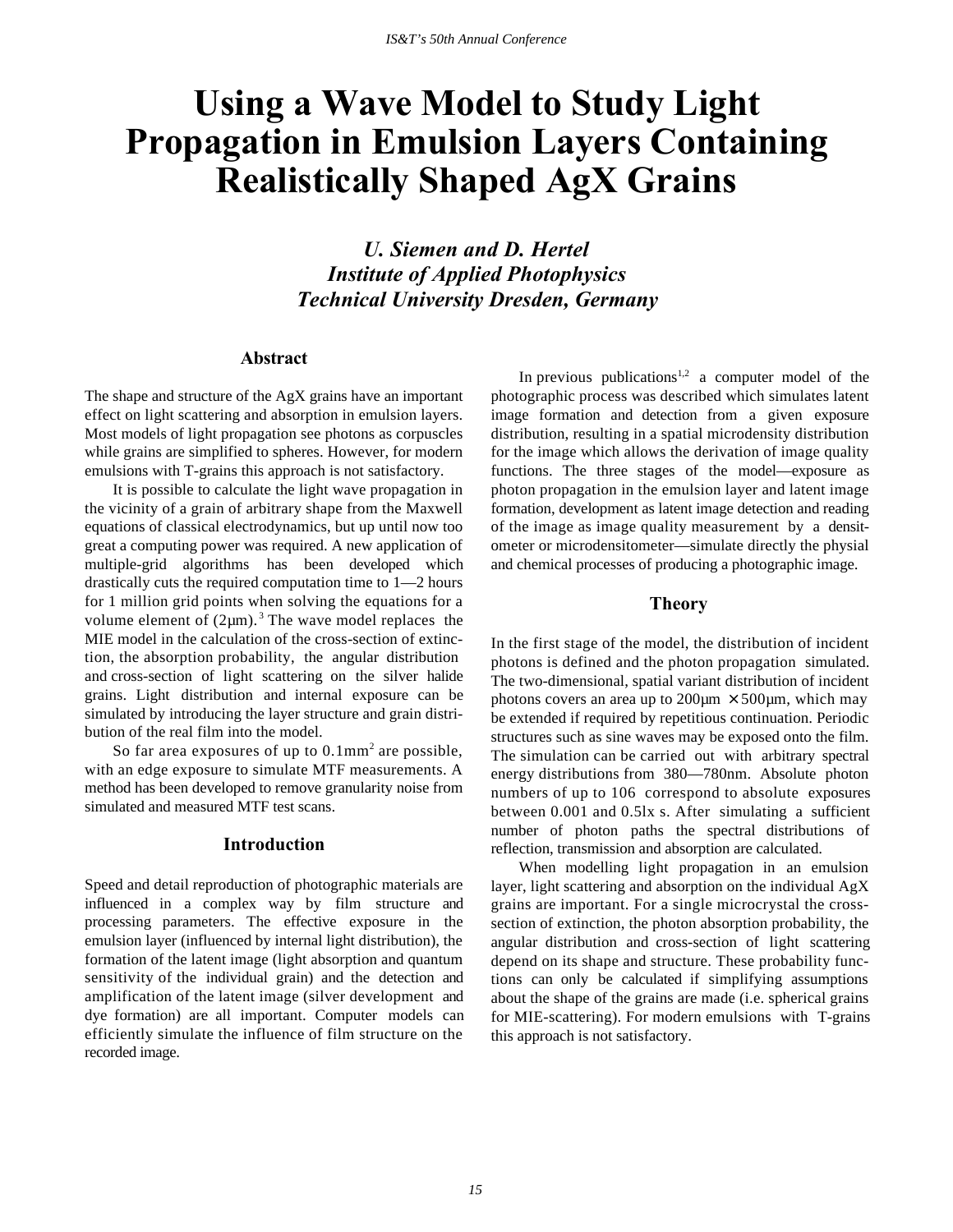# Using a Wave Model to Study Light Propagation in Emulsion Layers Containing Realistically Shaped AgX Grains

***U. Siemen and D. Hertel***
***Institute of Applied Photophysics***
***Technical University Dresden, Germany***

## Abstract

The shape and structure of the AgX grains have an important effect on light scattering and absorption in emulsion layers. Most models of light propagation see photons as corpuscles while grains are simplified to spheres. However, for modern emulsions with T-grains this approach is not satisfactory.

It is possible to calculate the light wave propagation in the vicinity of a grain of arbitrary shape from the Maxwell equations of classical electrodynamics, but up until now too great a computing power was required. A new application of multiple-grid algorithms has been developed which drastically cuts the required computation time to 1—2 hours for 1 million grid points when solving the equations for a volume element of (2µm).[3] The wave model replaces the MIE model in the calculation of the cross-section of extinction, the absorption probability, the angular distribution and cross-section of light scattering on the silver halide grains. Light distribution and internal exposure can be simulated by introducing the layer structure and grain distribution of the real film into the model.

So far area exposures of up to $0.1mm^2$ are possible, with an edge exposure to simulate MTF measurements. A method has been developed to remove granularity noise from simulated and measured MTF test scans.

## Introduction

Speed and detail reproduction of photographic materials are influenced in a complex way by film structure and processing parameters. The effective exposure in the emulsion layer (influenced by internal light distribution), the formation of the latent image (light absorption and quantum sensitivity of the individual grain) and the detection and amplification of the latent image (silver development and dye formation) are all important. Computer models can efficiently simulate the influence of film structure on the recorded image.

In previous publications[1,2] a computer model of the photographic process was described which simulates latent image formation and detection from a given exposure distribution, resulting in a spatial microdensity distribution for the image which allows the derivation of image quality functions. The three stages of the model—exposure as photon propagation in the emulsion layer and latent image formation, development as latent image detection and reading of the image as image quality measurement by a densitometer or microdensitometer—simulate directly the physial and chemical processes of producing a photographic image.

## Theory

In the first stage of the model, the distribution of incident photons is defined and the photon propagation simulated. The two-dimensional, spatial variant distribution of incident photons covers an area up to 200µm × 500µm, which may be extended if required by repetitious continuation. Periodic structures such as sine waves may be exposed onto the film. The simulation can be carried out with arbitrary spectral energy distributions from 380—780nm. Absolute photon numbers of up to 106 correspond to absolute exposures between 0.001 and 0.5lx s. After simulating a sufficient number of photon paths the spectral distributions of reflection, transmission and absorption are calculated.

When modelling light propagation in an emulsion layer, light scattering and absorption on the individual AgX grains are important. For a single microcrystal the cross-section of extinction, the photon absorption probability, the angular distribution and cross-section of light scattering depend on its shape and structure. These probability functions can only be calculated if simplifying assumptions about the shape of the grains are made (i.e. spherical grains for MIE-scattering). For modern emulsions with T-grains this approach is not satisfactory.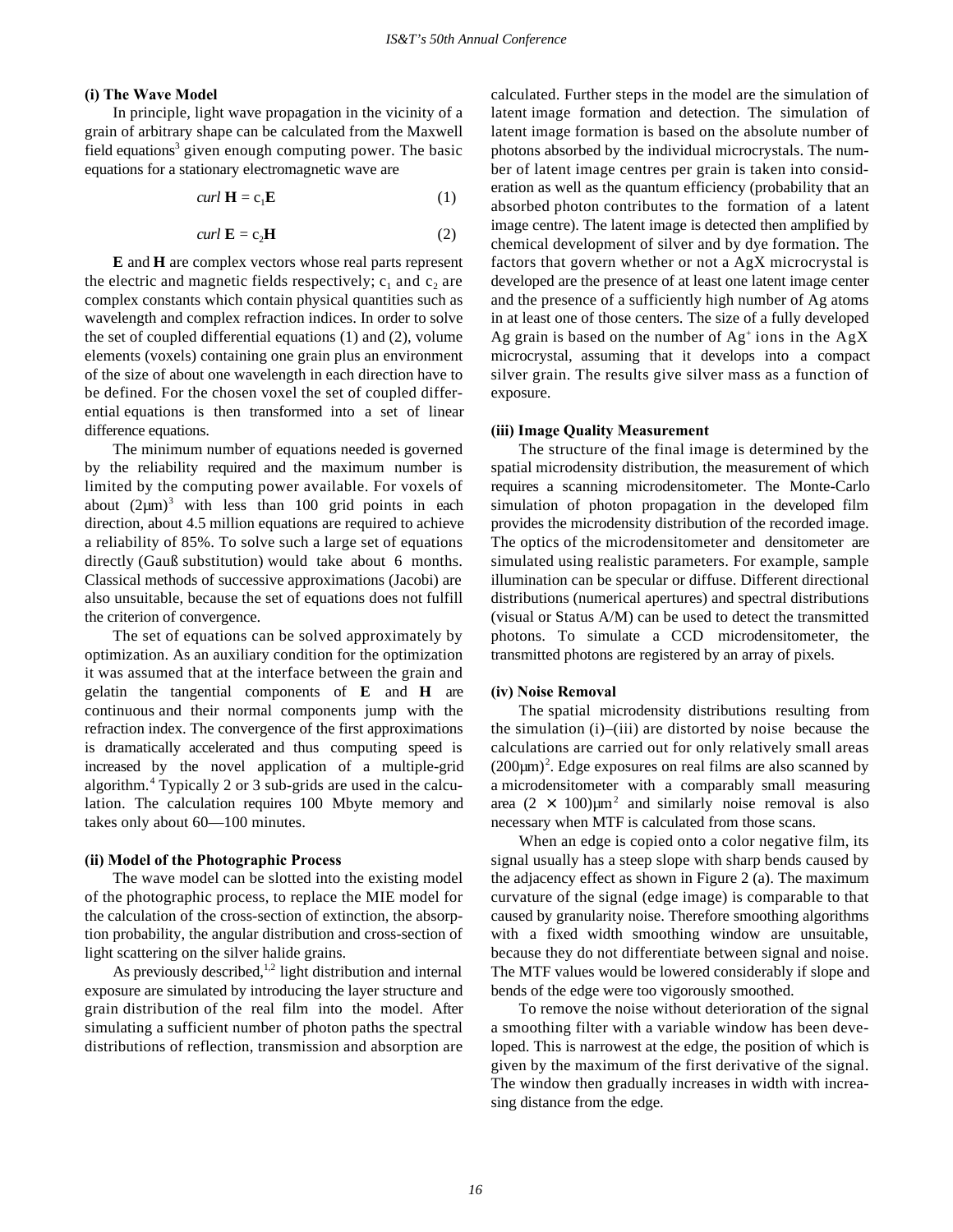#### (i) The Wave Model

In principle, light wave propagation in the vicinity of a grain of arbitrary shape can be calculated from the Maxwell field equations[3] given enough computing power. The basic equations for a stationary electromagnetic wave are

$$curl\ \mathbf{H} = c_1\mathbf{E} \tag{1}$$

$$curl\ \mathbf{E} = c_2\mathbf{H} \tag{2}$$

**E** and **H** are complex vectors whose real parts represent the electric and magnetic fields respectively; $c_1$ and $c_2$ are complex constants which contain physical quantities such as wavelength and complex refraction indices. In order to solve the set of coupled differential equations (1) and (2), volume elements (voxels) containing one grain plus an environment of the size of about one wavelength in each direction have to be defined. For the chosen voxel the set of coupled differential equations is then transformed into a set of linear difference equations.

The minimum number of equations needed is governed by the reliability required and the maximum number is limited by the computing power available. For voxels of about $(2\mu m)^3$ with less than 100 grid points in each direction, about 4.5 million equations are required to achieve a reliability of 85%. To solve such a large set of equations directly (Gauß substitution) would take about 6 months. Classical methods of successive approximations (Jacobi) are also unsuitable, because the set of equations does not fulfill the criterion of convergence.

The set of equations can be solved approximately by optimization. As an auxiliary condition for the optimization it was assumed that at the interface between the grain and gelatin the tangential components of **E** and **H** are continuous and their normal components jump with the refraction index. The convergence of the first approximations is dramatically accelerated and thus computing speed is increased by the novel application of a multiple-grid algorithm.[4] Typically 2 or 3 sub-grids are used in the calculation. The calculation requires 100 Mbyte memory and takes only about 60—100 minutes.

#### (ii) Model of the Photographic Process

The wave model can be slotted into the existing model of the photographic process, to replace the MIE model for the calculation of the cross-section of extinction, the absorption probability, the angular distribution and cross-section of light scattering on the silver halide grains.

As previously described,[1,2] light distribution and internal exposure are simulated by introducing the layer structure and grain distribution of the real film into the model. After simulating a sufficient number of photon paths the spectral distributions of reflection, transmission and absorption are calculated. Further steps in the model are the simulation of latent image formation and detection. The simulation of latent image formation is based on the absolute number of photons absorbed by the individual microcrystals. The number of latent image centres per grain is taken into consideration as well as the quantum efficiency (probability that an absorbed photon contributes to the formation of a latent image centre). The latent image is detected then amplified by chemical development of silver and by dye formation. The factors that govern whether or not a AgX microcrystal is developed are the presence of at least one latent image center and the presence of a sufficiently high number of Ag atoms in at least one of those centers. The size of a fully developed Ag grain is based on the number of $Ag^+$ ions in the AgX microcrystal, assuming that it develops into a compact silver grain. The results give silver mass as a function of exposure.

#### (iii) Image Quality Measurement

The structure of the final image is determined by the spatial microdensity distribution, the measurement of which requires a scanning microdensitometer. The Monte-Carlo simulation of photon propagation in the developed film provides the microdensity distribution of the recorded image. The optics of the microdensitometer and densitometer are simulated using realistic parameters. For example, sample illumination can be specular or diffuse. Different directional distributions (numerical apertures) and spectral distributions (visual or Status A/M) can be used to detect the transmitted photons. To simulate a CCD microdensitometer, the transmitted photons are registered by an array of pixels.

#### (iv) Noise Removal

The spatial microdensity distributions resulting from the simulation (i)–(iii) are distorted by noise because the calculations are carried out for only relatively small areas $(200\mu m)^2$. Edge exposures on real films are also scanned by a microdensitometer with a comparably small measuring area $(2 \times 100)\mu m^2$ and similarly noise removal is also necessary when MTF is calculated from those scans.

When an edge is copied onto a color negative film, its signal usually has a steep slope with sharp bends caused by the adjacency effect as shown in Figure 2 (a). The maximum curvature of the signal (edge image) is comparable to that caused by granularity noise. Therefore smoothing algorithms with a fixed width smoothing window are unsuitable, because they do not differentiate between signal and noise. The MTF values would be lowered considerably if slope and bends of the edge were too vigorously smoothed.

To remove the noise without deterioration of the signal a smoothing filter with a variable window has been developed. This is narrowest at the edge, the position of which is given by the maximum of the first derivative of the signal. The window then gradually increases in width with increasing distance from the edge.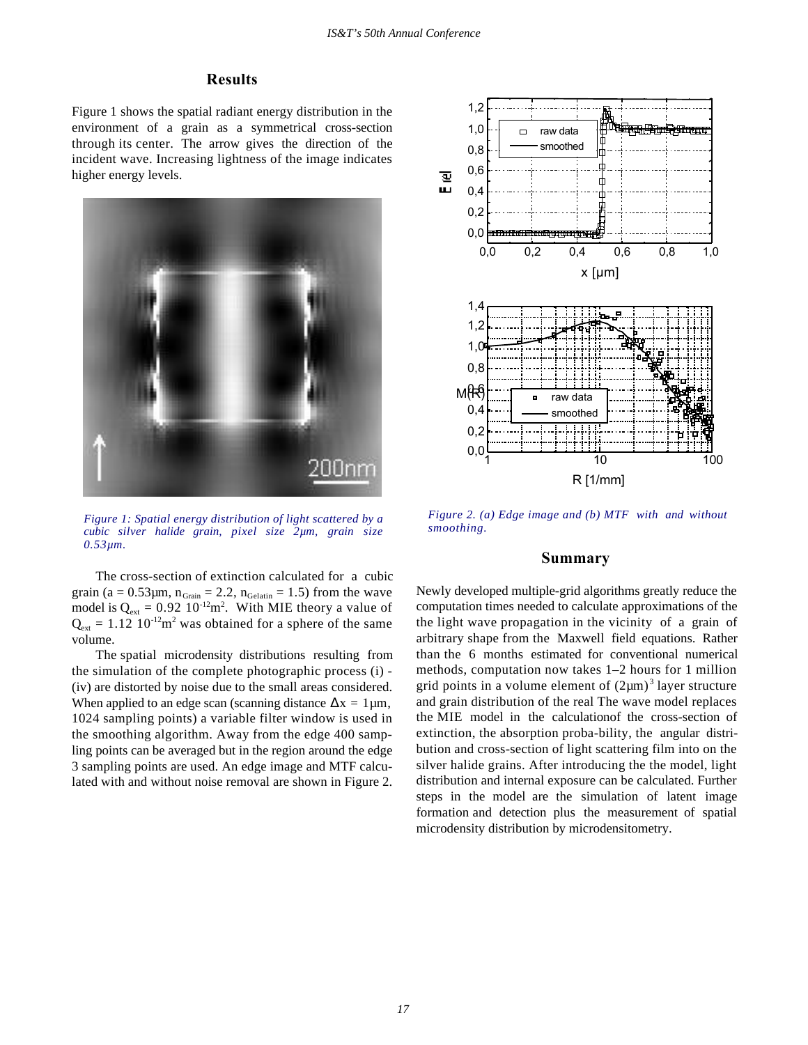## Results

Figure 1 shows the spatial radiant energy distribution in the environment of a grain as a symmetrical cross-section through its center. The arrow gives the direction of the incident wave. Increasing lightness of the image indicates higher energy levels.

*Figure 1: Spatial energy distribution of light scattered by a cubic silver halide grain, pixel size 2µm, grain size 0.53µm.*

The cross-section of extinction calculated for a cubic grain ($a = 0.53µm$, $n_{Grain} = 2.2$, $n_{Gelatin} = 1.5$) from the wave model is $Q_{ext} = 0.92\ 10^{-12}m^2$. With MIE theory a value of $Q_{ext} = 1.12\ 10^{-12}m^2$ was obtained for a sphere of the same volume.

The spatial microdensity distributions resulting from the simulation of the complete photographic process (i) - (iv) are distorted by noise due to the small areas considered. When applied to an edge scan (scanning distance $\Delta x = 1µm$, 1024 sampling points) a variable filter window is used in the smoothing algorithm. Away from the edge 400 sampling points can be averaged but in the region around the edge 3 sampling points are used. An edge image and MTF calculated with and without noise removal are shown in Figure 2.

*Figure 2. (a) Edge image and (b) MTF with and without smoothing.*

## Summary

Newly developed multiple-grid algorithms greatly reduce the computation times needed to calculate approximations of the the light wave propagation in the vicinity of a grain of arbitrary shape from the Maxwell field equations. Rather than the 6 months estimated for conventional numerical methods, computation now takes 1–2 hours for 1 million grid points in a volume element of $(2µm)^3$ layer structure and grain distribution of the real The wave model replaces the MIE model in the calculationof the cross-section of extinction, the absorption proba-bility, the angular distri-bution and cross-section of light scattering film into on the silver halide grains. After introducing the the model, light distribution and internal exposure can be calculated. Further steps in the model are the simulation of latent image formation and detection plus the measurement of spatial microdensity distribution by microdensitometry.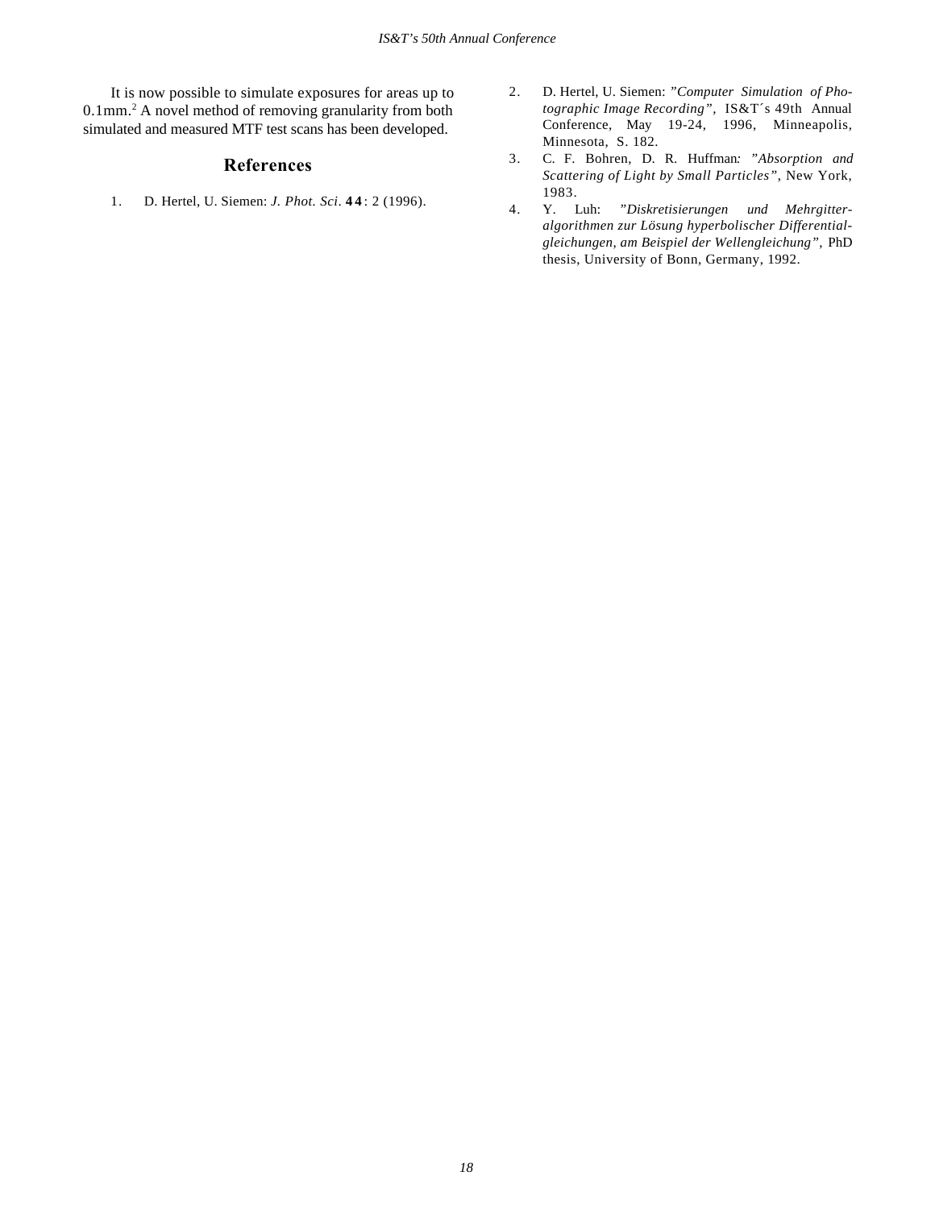It is now possible to simulate exposures for areas up to 0.1mm.[2] A novel method of removing granularity from both simulated and measured MTF test scans has been developed.

## References

1. D. Hertel, U. Siemen: *J. Phot. Sci*. **44**: 2 (1996).
2. D. Hertel, U. Siemen: *"Computer Simulation of Photographic Image Recording"*, IS&T´s 49th Annual Conference, May 19-24, 1996, Minneapolis, Minnesota, S. 182.
3. C. F. Bohren, D. R. Huffman*: "Absorption and Scattering of Light by Small Particles"*, New York, 1983.
4. Y. Luh: *"Diskretisierungen und Mehrgitter-algorithmen zur Lösung hyperbolischer Differential-gleichungen, am Beispiel der Wellengleichung"*, PhD thesis, University of Bonn, Germany, 1992.